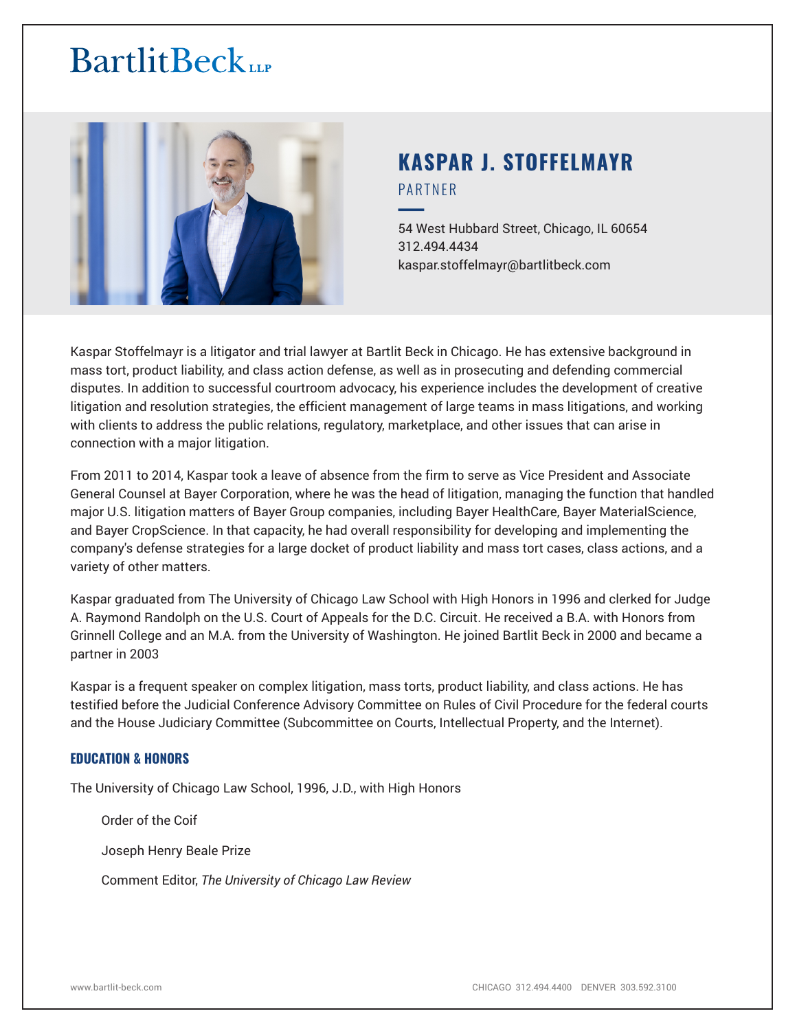BartlitBeck LLP

# KASPAR J. STOFFELMAYR

PARTNER

54 West Hubbard Street, Chicago, IL 60654
312.494.4434
kaspar.stoffelmayr@bartlitbeck.com

Kaspar Stoffelmayr is a litigator and trial lawyer at Bartlit Beck in Chicago. He has extensive background in mass tort, product liability, and class action defense, as well as in prosecuting and defending commercial disputes. In addition to successful courtroom advocacy, his experience includes the development of creative litigation and resolution strategies, the efficient management of large teams in mass litigations, and working with clients to address the public relations, regulatory, marketplace, and other issues that can arise in connection with a major litigation.

From 2011 to 2014, Kaspar took a leave of absence from the firm to serve as Vice President and Associate General Counsel at Bayer Corporation, where he was the head of litigation, managing the function that handled major U.S. litigation matters of Bayer Group companies, including Bayer HealthCare, Bayer MaterialScience, and Bayer CropScience. In that capacity, he had overall responsibility for developing and implementing the company's defense strategies for a large docket of product liability and mass tort cases, class actions, and a variety of other matters.

Kaspar graduated from The University of Chicago Law School with High Honors in 1996 and clerked for Judge A. Raymond Randolph on the U.S. Court of Appeals for the D.C. Circuit. He received a B.A. with Honors from Grinnell College and an M.A. from the University of Washington. He joined Bartlit Beck in 2000 and became a partner in 2003

Kaspar is a frequent speaker on complex litigation, mass torts, product liability, and class actions. He has testified before the Judicial Conference Advisory Committee on Rules of Civil Procedure for the federal courts and the House Judiciary Committee (Subcommittee on Courts, Intellectual Property, and the Internet).

## EDUCATION & HONORS

The University of Chicago Law School, 1996, J.D., with High Honors

- Order of the Coif
- Joseph Henry Beale Prize
- Comment Editor, *The University of Chicago Law Review*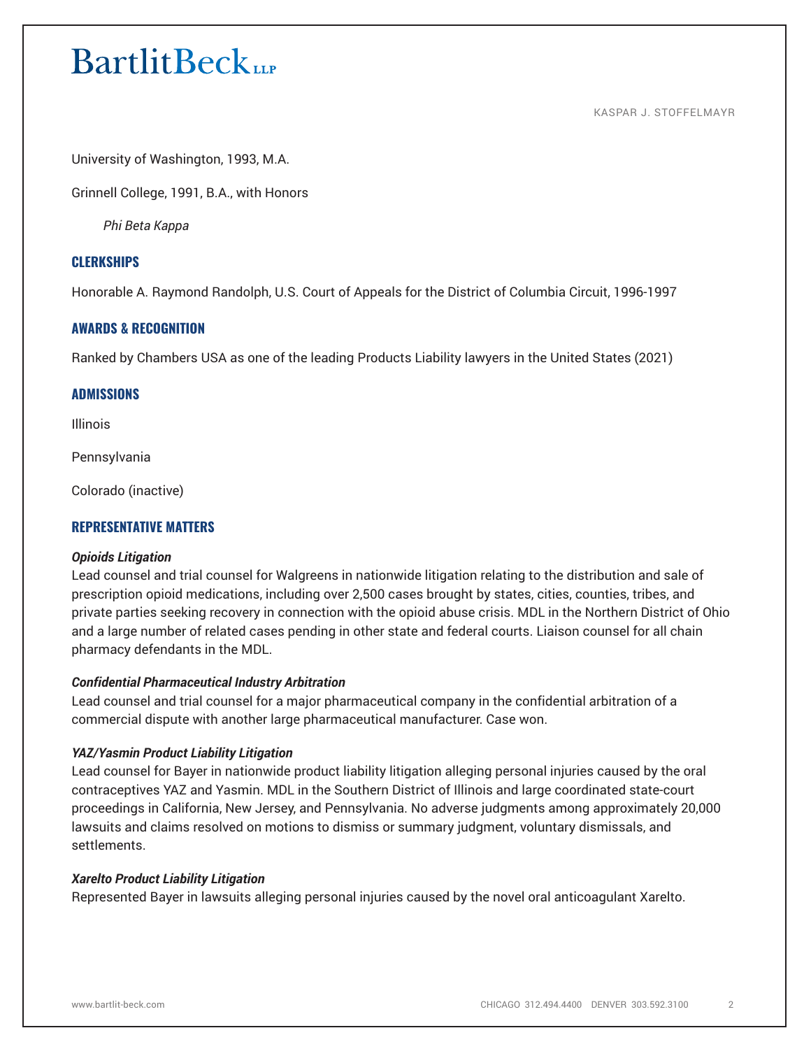University of Washington, 1993, M.A.

Grinnell College, 1991, B.A., with Honors

*Phi Beta Kappa*

## CLERKSHIPS

Honorable A. Raymond Randolph, U.S. Court of Appeals for the District of Columbia Circuit, 1996-1997

## AWARDS & RECOGNITION

Ranked by Chambers USA as one of the leading Products Liability lawyers in the United States (2021)

## ADMISSIONS

Illinois

Pennsylvania

Colorado (inactive)

## REPRESENTATIVE MATTERS

***Opioids Litigation***
Lead counsel and trial counsel for Walgreens in nationwide litigation relating to the distribution and sale of prescription opioid medications, including over 2,500 cases brought by states, cities, counties, tribes, and private parties seeking recovery in connection with the opioid abuse crisis. MDL in the Northern District of Ohio and a large number of related cases pending in other state and federal courts. Liaison counsel for all chain pharmacy defendants in the MDL.

***Confidential Pharmaceutical Industry Arbitration***
Lead counsel and trial counsel for a major pharmaceutical company in the confidential arbitration of a commercial dispute with another large pharmaceutical manufacturer. Case won.

***YAZ/Yasmin Product Liability Litigation***
Lead counsel for Bayer in nationwide product liability litigation alleging personal injuries caused by the oral contraceptives YAZ and Yasmin. MDL in the Southern District of Illinois and large coordinated state-court proceedings in California, New Jersey, and Pennsylvania. No adverse judgments among approximately 20,000 lawsuits and claims resolved on motions to dismiss or summary judgment, voluntary dismissals, and settlements.

***Xarelto Product Liability Litigation***
Represented Bayer in lawsuits alleging personal injuries caused by the novel oral anticoagulant Xarelto.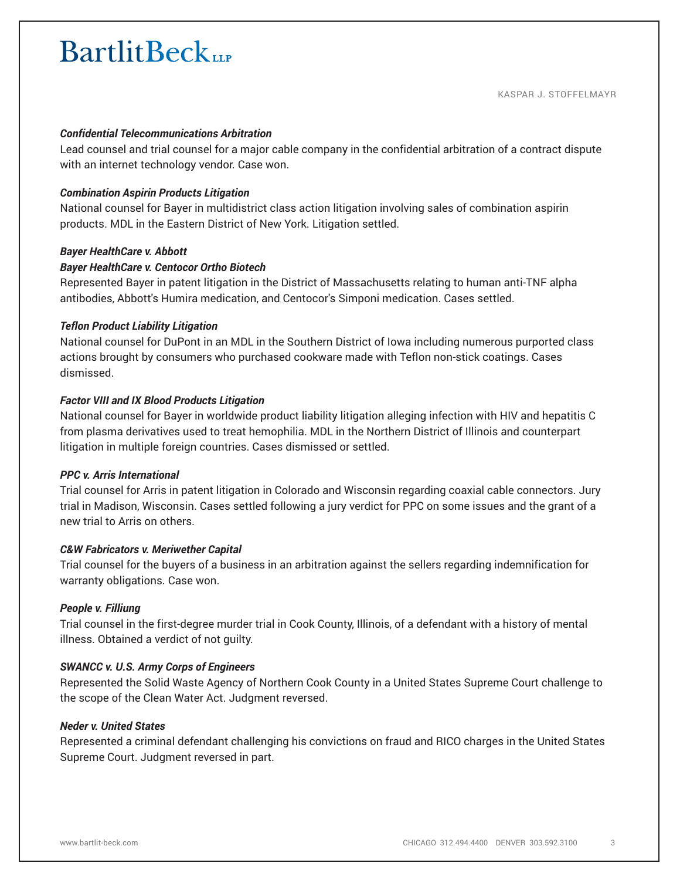***Confidential Telecommunications Arbitration***
Lead counsel and trial counsel for a major cable company in the confidential arbitration of a contract dispute with an internet technology vendor. Case won.

***Combination Aspirin Products Litigation***
National counsel for Bayer in multidistrict class action litigation involving sales of combination aspirin products. MDL in the Eastern District of New York. Litigation settled.

***Bayer HealthCare v. Abbott***
***Bayer HealthCare v. Centocor Ortho Biotech***
Represented Bayer in patent litigation in the District of Massachusetts relating to human anti-TNF alpha antibodies, Abbott's Humira medication, and Centocor's Simponi medication. Cases settled.

***Teflon Product Liability Litigation***
National counsel for DuPont in an MDL in the Southern District of Iowa including numerous purported class actions brought by consumers who purchased cookware made with Teflon non-stick coatings. Cases dismissed.

***Factor VIII and IX Blood Products Litigation***
National counsel for Bayer in worldwide product liability litigation alleging infection with HIV and hepatitis C from plasma derivatives used to treat hemophilia. MDL in the Northern District of Illinois and counterpart litigation in multiple foreign countries. Cases dismissed or settled.

***PPC v. Arris International***
Trial counsel for Arris in patent litigation in Colorado and Wisconsin regarding coaxial cable connectors. Jury trial in Madison, Wisconsin. Cases settled following a jury verdict for PPC on some issues and the grant of a new trial to Arris on others.

***C&W Fabricators v. Meriwether Capital***
Trial counsel for the buyers of a business in an arbitration against the sellers regarding indemnification for warranty obligations. Case won.

***People v. Filliung***
Trial counsel in the first-degree murder trial in Cook County, Illinois, of a defendant with a history of mental illness. Obtained a verdict of not guilty.

***SWANCC v. U.S. Army Corps of Engineers***
Represented the Solid Waste Agency of Northern Cook County in a United States Supreme Court challenge to the scope of the Clean Water Act. Judgment reversed.

***Neder v. United States***
Represented a criminal defendant challenging his convictions on fraud and RICO charges in the United States Supreme Court. Judgment reversed in part.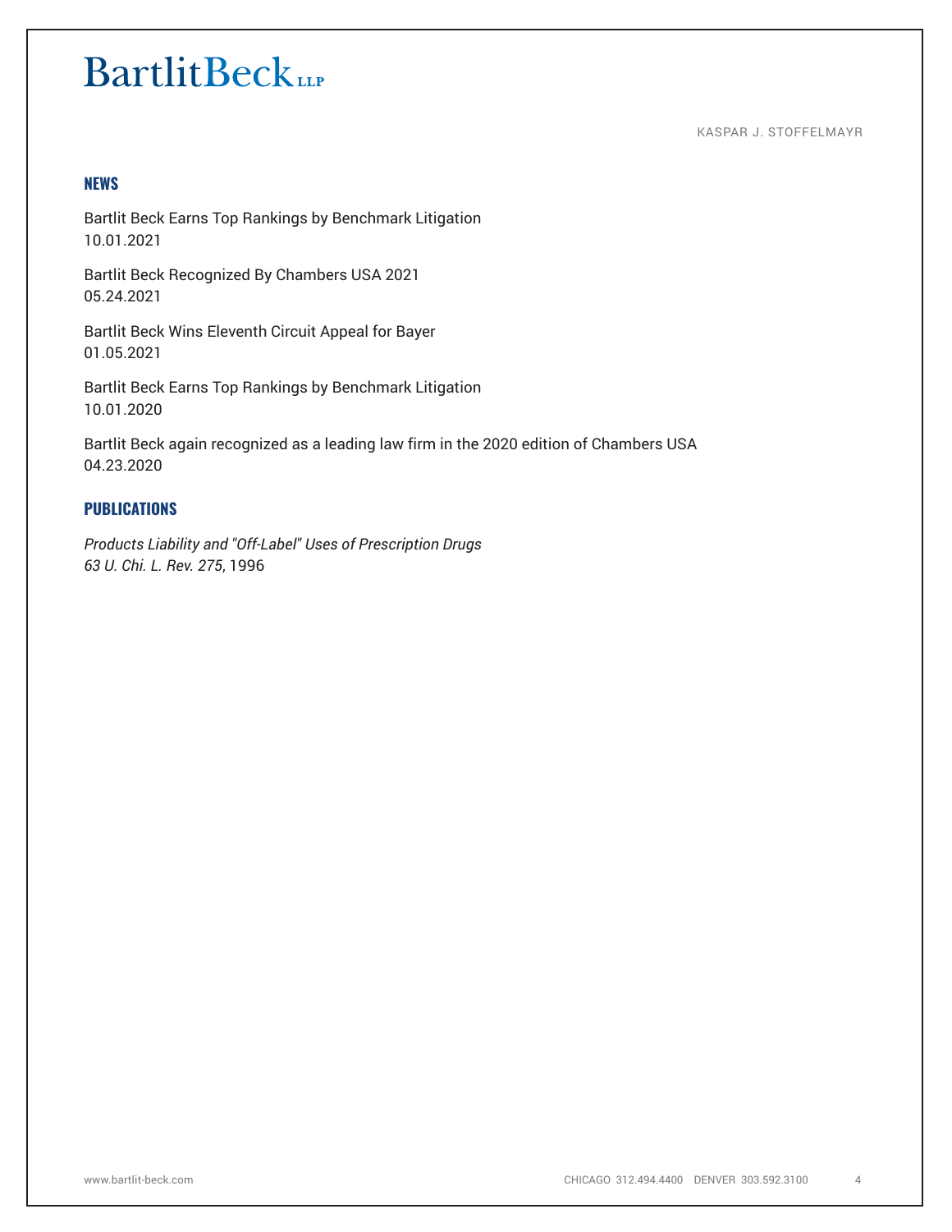## NEWS

Bartlit Beck Earns Top Rankings by Benchmark Litigation
10.01.2021

Bartlit Beck Recognized By Chambers USA 2021
05.24.2021

Bartlit Beck Wins Eleventh Circuit Appeal for Bayer
01.05.2021

Bartlit Beck Earns Top Rankings by Benchmark Litigation
10.01.2020

Bartlit Beck again recognized as a leading law firm in the 2020 edition of Chambers USA
04.23.2020

## PUBLICATIONS

*Products Liability and "Off-Label" Uses of Prescription Drugs*
*63 U. Chi. L. Rev. 275*, 1996